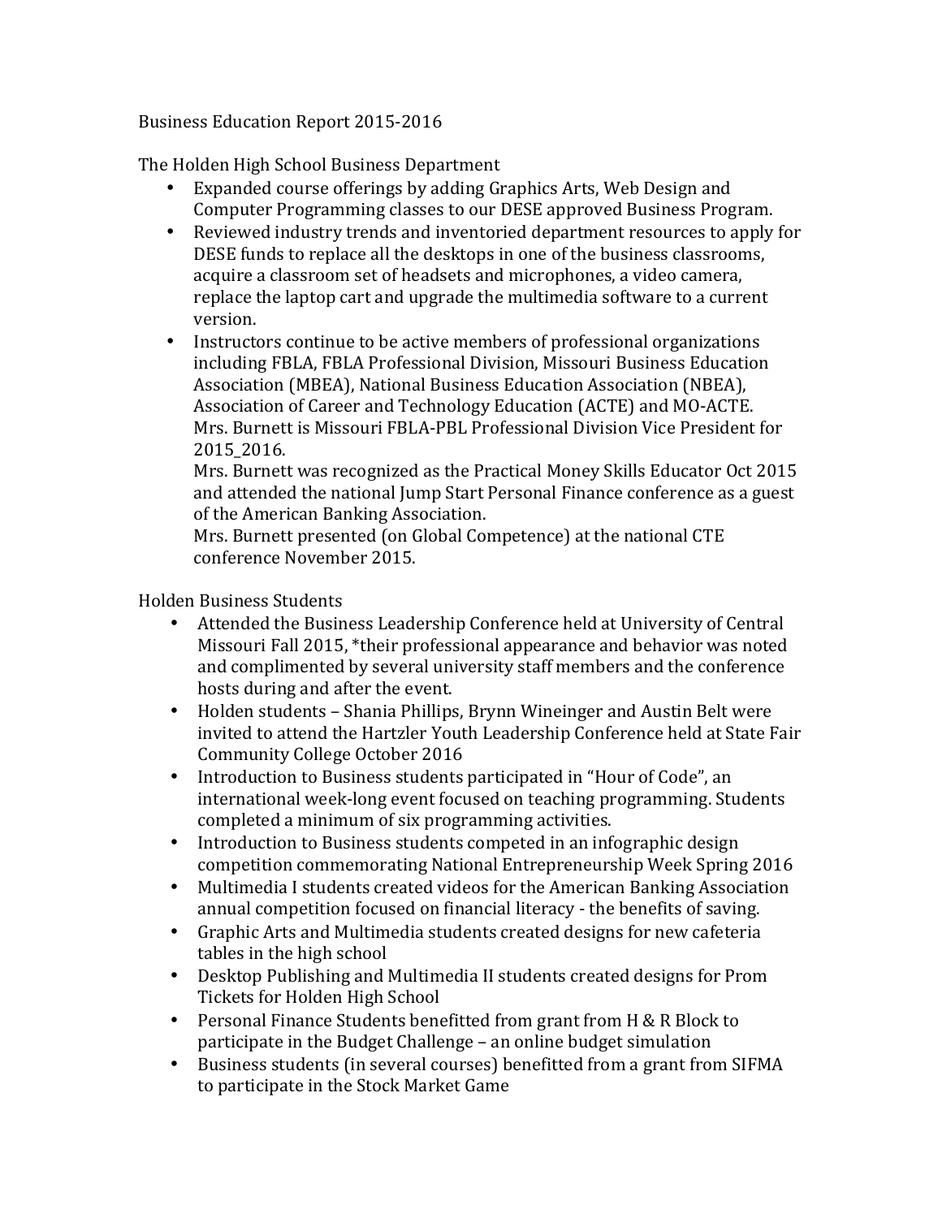# Business Education Report 2015-2016

## The Holden High School Business Department

- Expanded course offerings by adding Graphics Arts, Web Design and Computer Programming classes to our DESE approved Business Program.
- Reviewed industry trends and inventoried department resources to apply for DESE funds to replace all the desktops in one of the business classrooms, acquire a classroom set of headsets and microphones, a video camera, replace the laptop cart and upgrade the multimedia software to a current version.
- Instructors continue to be active members of professional organizations including FBLA, FBLA Professional Division, Missouri Business Education Association (MBEA), National Business Education Association (NBEA), Association of Career and Technology Education (ACTE) and MO-ACTE.
  Mrs. Burnett is Missouri FBLA-PBL Professional Division Vice President for 2015_2016.
  Mrs. Burnett was recognized as the Practical Money Skills Educator Oct 2015 and attended the national Jump Start Personal Finance conference as a guest of the American Banking Association.
  Mrs. Burnett presented (on Global Competence) at the national CTE conference November 2015.

## Holden Business Students

- Attended the Business Leadership Conference held at University of Central Missouri Fall 2015, *their professional appearance and behavior was noted and complimented by several university staff members and the conference hosts during and after the event.
- Holden students – Shania Phillips, Brynn Wineinger and Austin Belt were invited to attend the Hartzler Youth Leadership Conference held at State Fair Community College October 2016
- Introduction to Business students participated in "Hour of Code", an international week-long event focused on teaching programming. Students completed a minimum of six programming activities.
- Introduction to Business students competed in an infographic design competition commemorating National Entrepreneurship Week Spring 2016
- Multimedia I students created videos for the American Banking Association annual competition focused on financial literacy - the benefits of saving.
- Graphic Arts and Multimedia students created designs for new cafeteria tables in the high school
- Desktop Publishing and Multimedia II students created designs for Prom Tickets for Holden High School
- Personal Finance Students benefitted from grant from H & R Block to participate in the Budget Challenge – an online budget simulation
- Business students (in several courses) benefitted from a grant from SIFMA to participate in the Stock Market Game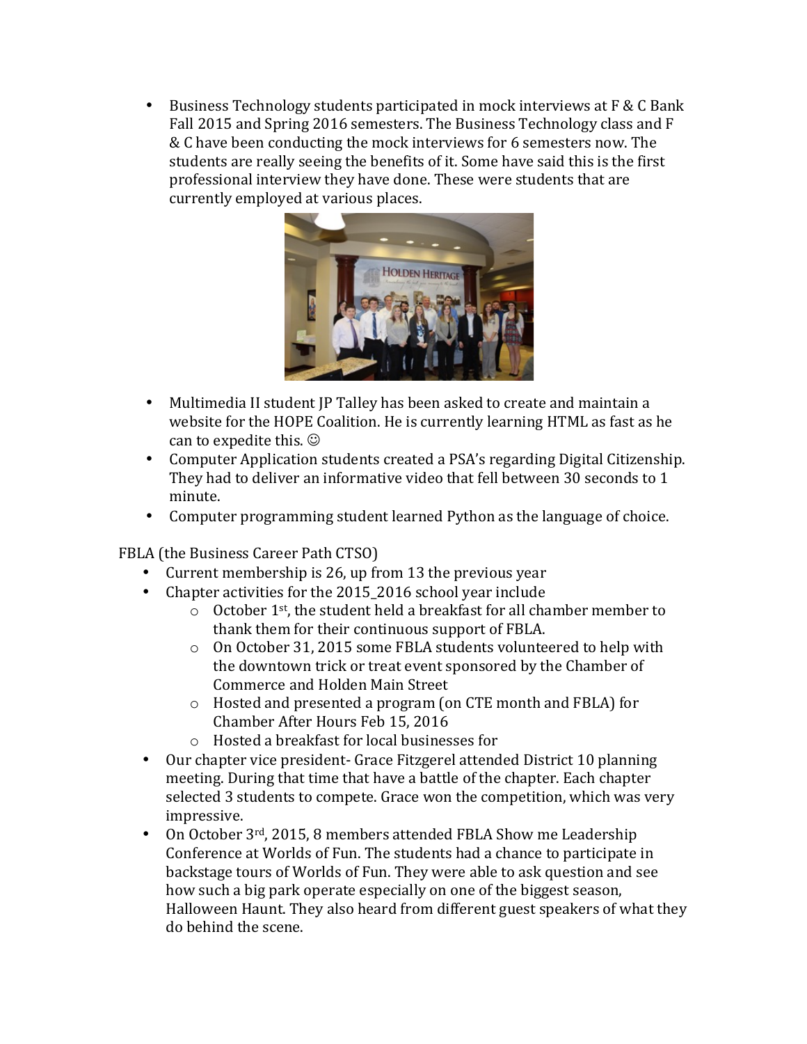- Business Technology students participated in mock interviews at F & C Bank Fall 2015 and Spring 2016 semesters. The Business Technology class and F & C have been conducting the mock interviews for 6 semesters now. The students are really seeing the benefits of it. Some have said this is the first professional interview they have done. These were students that are currently employed at various places.

- Multimedia II student JP Talley has been asked to create and maintain a website for the HOPE Coalition. He is currently learning HTML as fast as he can to expedite this. ☺
- Computer Application students created a PSA's regarding Digital Citizenship. They had to deliver an informative video that fell between 30 seconds to 1 minute.
- Computer programming student learned Python as the language of choice.

FBLA (the Business Career Path CTSO)

- Current membership is 26, up from 13 the previous year
- Chapter activities for the 2015_2016 school year include
  - October 1st, the student held a breakfast for all chamber member to thank them for their continuous support of FBLA.
  - On October 31, 2015 some FBLA students volunteered to help with the downtown trick or treat event sponsored by the Chamber of Commerce and Holden Main Street
  - Hosted and presented a program (on CTE month and FBLA) for Chamber After Hours Feb 15, 2016
  - Hosted a breakfast for local businesses for
- Our chapter vice president- Grace Fitzgerel attended District 10 planning meeting. During that time that have a battle of the chapter. Each chapter selected 3 students to compete. Grace won the competition, which was very impressive.
- On October 3rd, 2015, 8 members attended FBLA Show me Leadership Conference at Worlds of Fun. The students had a chance to participate in backstage tours of Worlds of Fun. They were able to ask question and see how such a big park operate especially on one of the biggest season, Halloween Haunt. They also heard from different guest speakers of what they do behind the scene.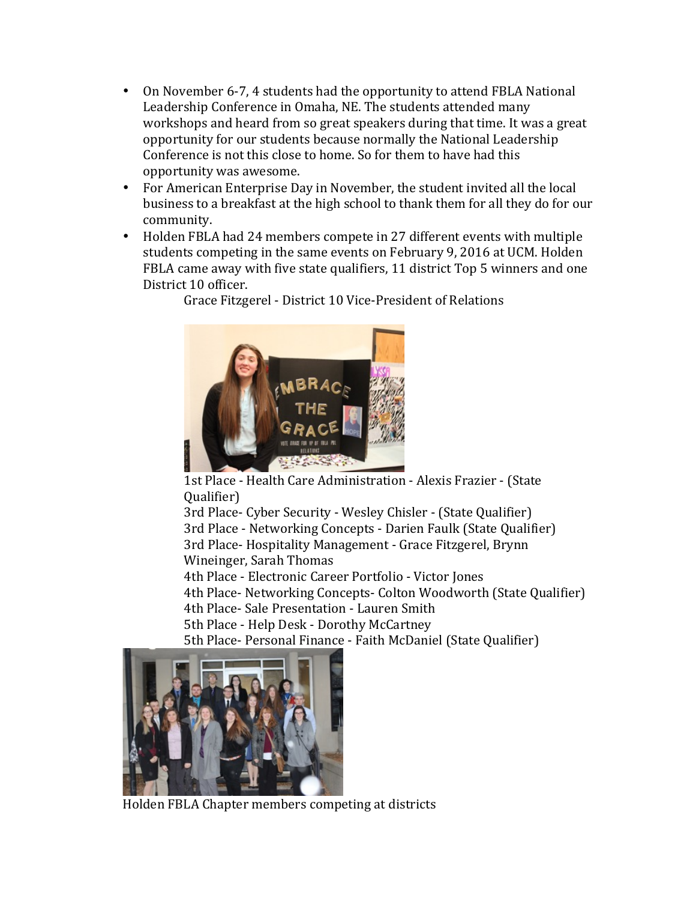- On November 6-7, 4 students had the opportunity to attend FBLA National Leadership Conference in Omaha, NE. The students attended many workshops and heard from so great speakers during that time. It was a great opportunity for our students because normally the National Leadership Conference is not this close to home. So for them to have had this opportunity was awesome.
- For American Enterprise Day in November, the student invited all the local business to a breakfast at the high school to thank them for all they do for our community.
- Holden FBLA had 24 members compete in 27 different events with multiple students competing in the same events on February 9, 2016 at UCM. Holden FBLA came away with five state qualifiers, 11 district Top 5 winners and one District 10 officer.

    Grace Fitzgerel - District 10 Vice-President of Relations

    1st Place - Health Care Administration - Alexis Frazier - (State Qualifier)
    3rd Place- Cyber Security - Wesley Chisler - (State Qualifier)
    3rd Place - Networking Concepts - Darien Faulk (State Qualifier)
    3rd Place- Hospitality Management - Grace Fitzgerel, Brynn Wineinger, Sarah Thomas
    4th Place - Electronic Career Portfolio - Victor Jones
    4th Place- Networking Concepts- Colton Woodworth (State Qualifier)
    4th Place- Sale Presentation - Lauren Smith
    5th Place - Help Desk - Dorothy McCartney
    5th Place- Personal Finance - Faith McDaniel (State Qualifier)

Holden FBLA Chapter members competing at districts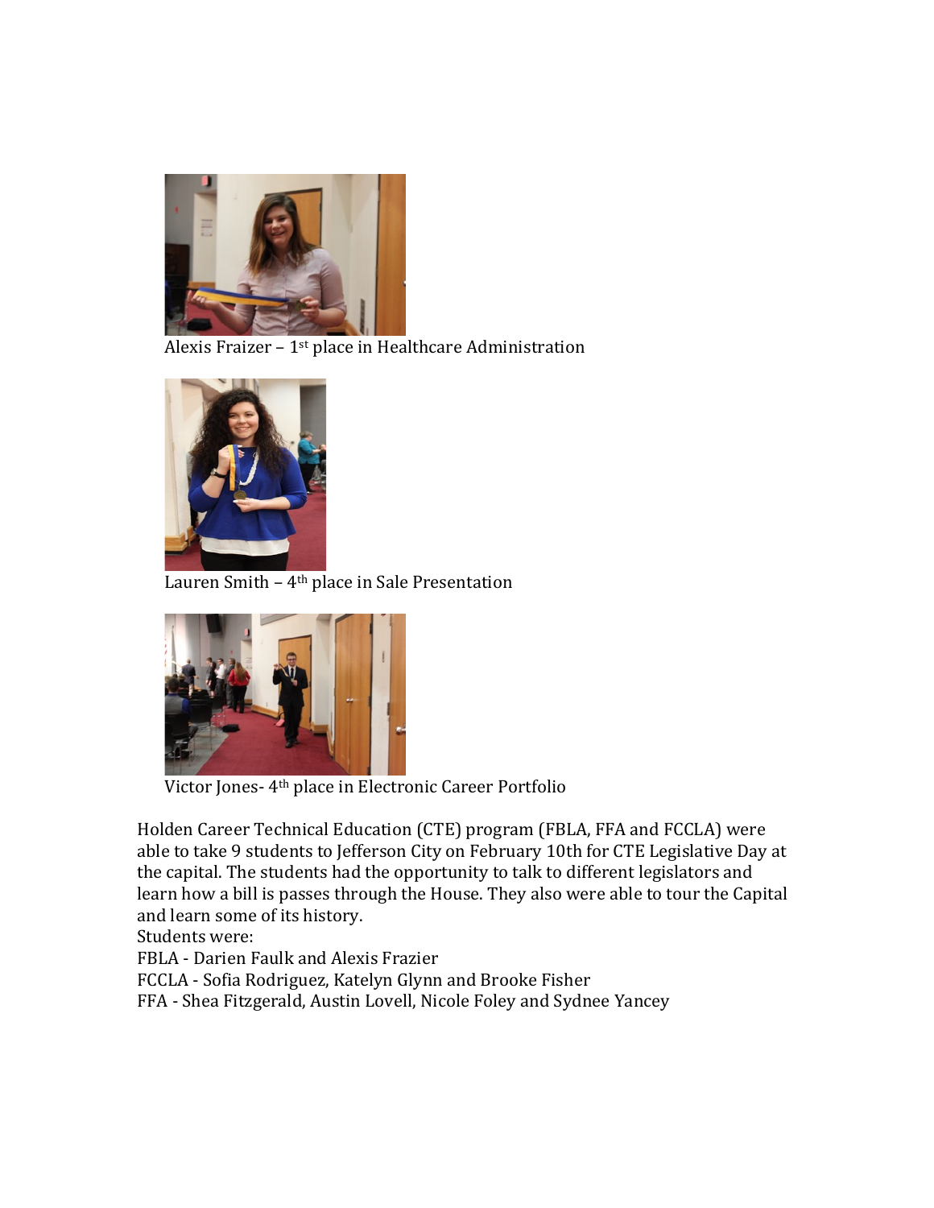Alexis Fraizer – 1st place in Healthcare Administration

Lauren Smith – 4th place in Sale Presentation

Victor Jones- 4th place in Electronic Career Portfolio

Holden Career Technical Education (CTE) program (FBLA, FFA and FCCLA) were able to take 9 students to Jefferson City on February 10th for CTE Legislative Day at the capital. The students had the opportunity to talk to different legislators and learn how a bill is passes through the House. They also were able to tour the Capital and learn some of its history.

Students were:

FBLA - Darien Faulk and Alexis Frazier

FCCLA - Sofia Rodriguez, Katelyn Glynn and Brooke Fisher

FFA - Shea Fitzgerald, Austin Lovell, Nicole Foley and Sydnee Yancey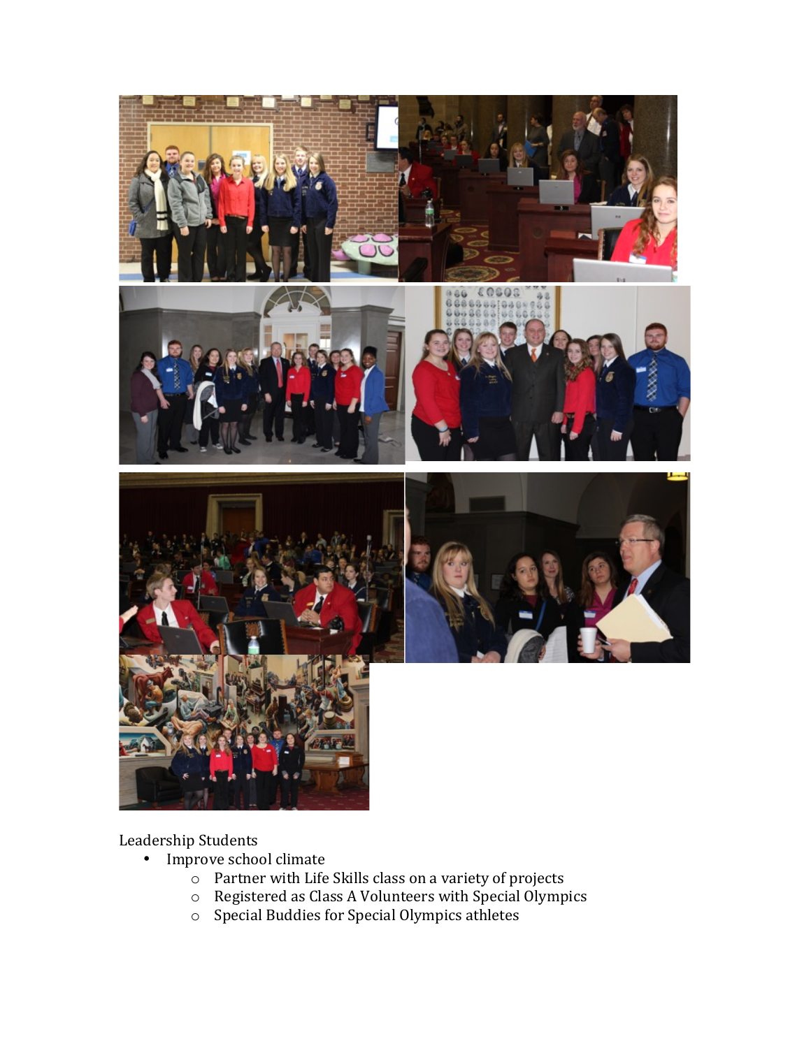Leadership Students

- Improve school climate
  - Partner with Life Skills class on a variety of projects
  - Registered as Class A Volunteers with Special Olympics
  - Special Buddies for Special Olympics athletes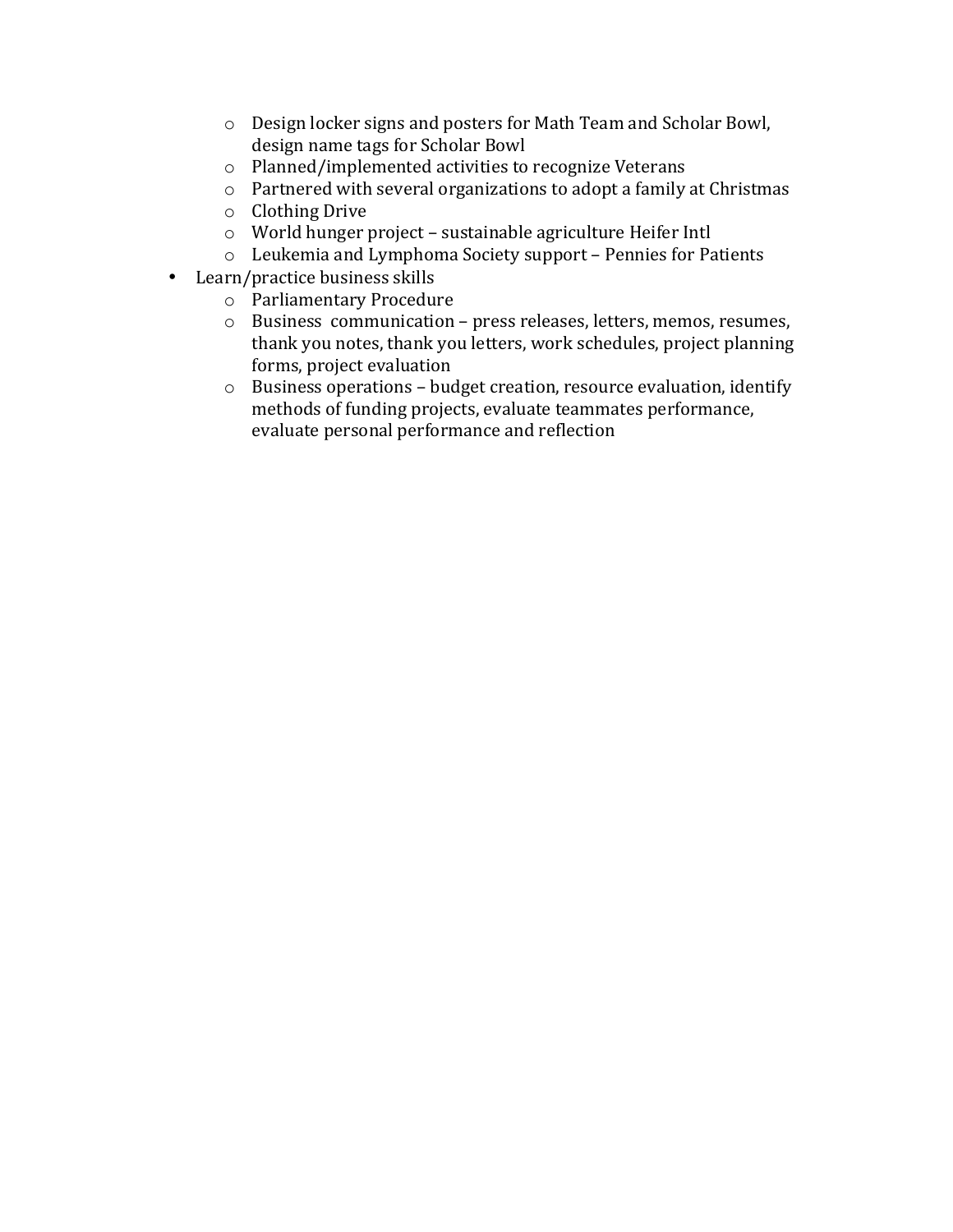- Design locker signs and posters for Math Team and Scholar Bowl, design name tags for Scholar Bowl
  - Planned/implemented activities to recognize Veterans
  - Partnered with several organizations to adopt a family at Christmas
  - Clothing Drive
  - World hunger project – sustainable agriculture Heifer Intl
  - Leukemia and Lymphoma Society support – Pennies for Patients
- Learn/practice business skills
  - Parliamentary Procedure
  - Business communication – press releases, letters, memos, resumes, thank you notes, thank you letters, work schedules, project planning forms, project evaluation
  - Business operations – budget creation, resource evaluation, identify methods of funding projects, evaluate teammates performance, evaluate personal performance and reflection